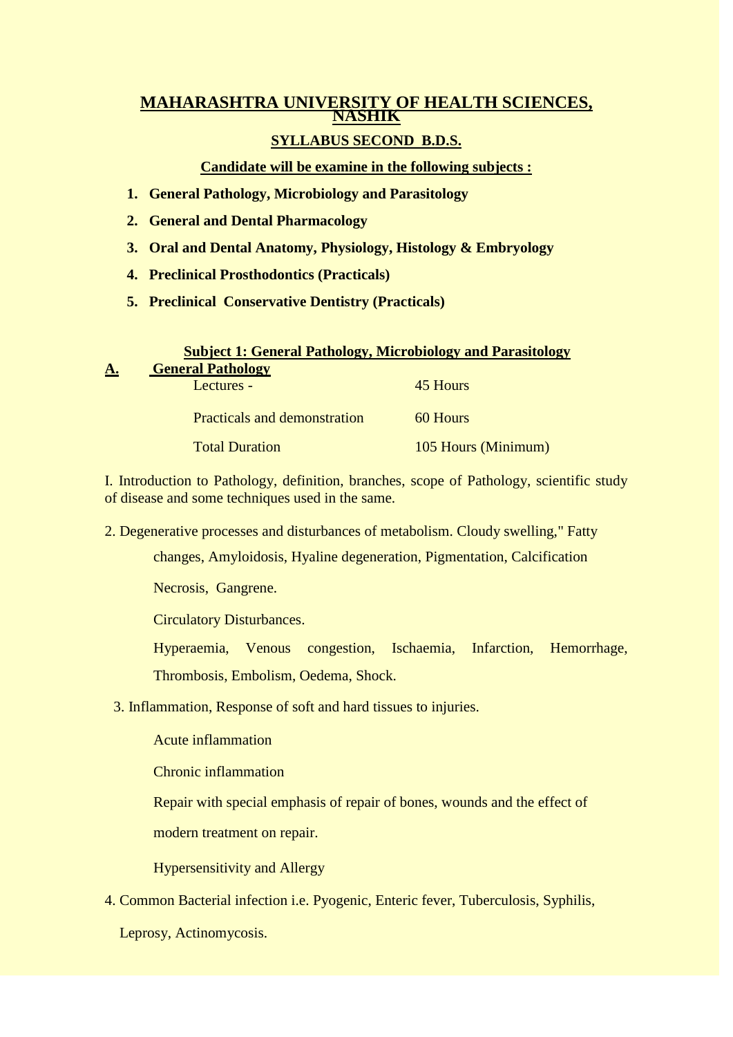# MAHARASHTRA UNIVERSITY OF HEALTH SCIENCES, NASHIK

## SYLLABUS SECOND B.D.S.

**Candidate will be examine in the following subjects :**

1. **General Pathology, Microbiology and Parasitology**
2. **General and Dental Pharmacology**
3. **Oral and Dental Anatomy, Physiology, Histology & Embryology**
4. **Preclinical Prosthodontics (Practicals)**
5. **Preclinical Conservative Dentistry (Practicals)**

## Subject 1: General Pathology, Microbiology and Parasitology

### A. General Pathology

| | |
|---|---|
| Lectures - | 45 Hours |
| Practicals and demonstration | 60 Hours |
| Total Duration | 105 Hours (Minimum) |

I. Introduction to Pathology, definition, branches, scope of Pathology, scientific study of disease and some techniques used in the same.

2. Degenerative processes and disturbances of metabolism. Cloudy swelling," Fatty changes, Amyloidosis, Hyaline degeneration, Pigmentation, Calcification

   Necrosis, Gangrene.

   Circulatory Disturbances.

   Hyperaemia, Venous congestion, Ischaemia, Infarction, Hemorrhage, Thrombosis, Embolism, Oedema, Shock.

3. Inflammation, Response of soft and hard tissues to injuries.

   Acute inflammation

   Chronic inflammation

   Repair with special emphasis of repair of bones, wounds and the effect of modern treatment on repair.

   Hypersensitivity and Allergy

4. Common Bacterial infection i.e. Pyogenic, Enteric fever, Tuberculosis, Syphilis, Leprosy, Actinomycosis.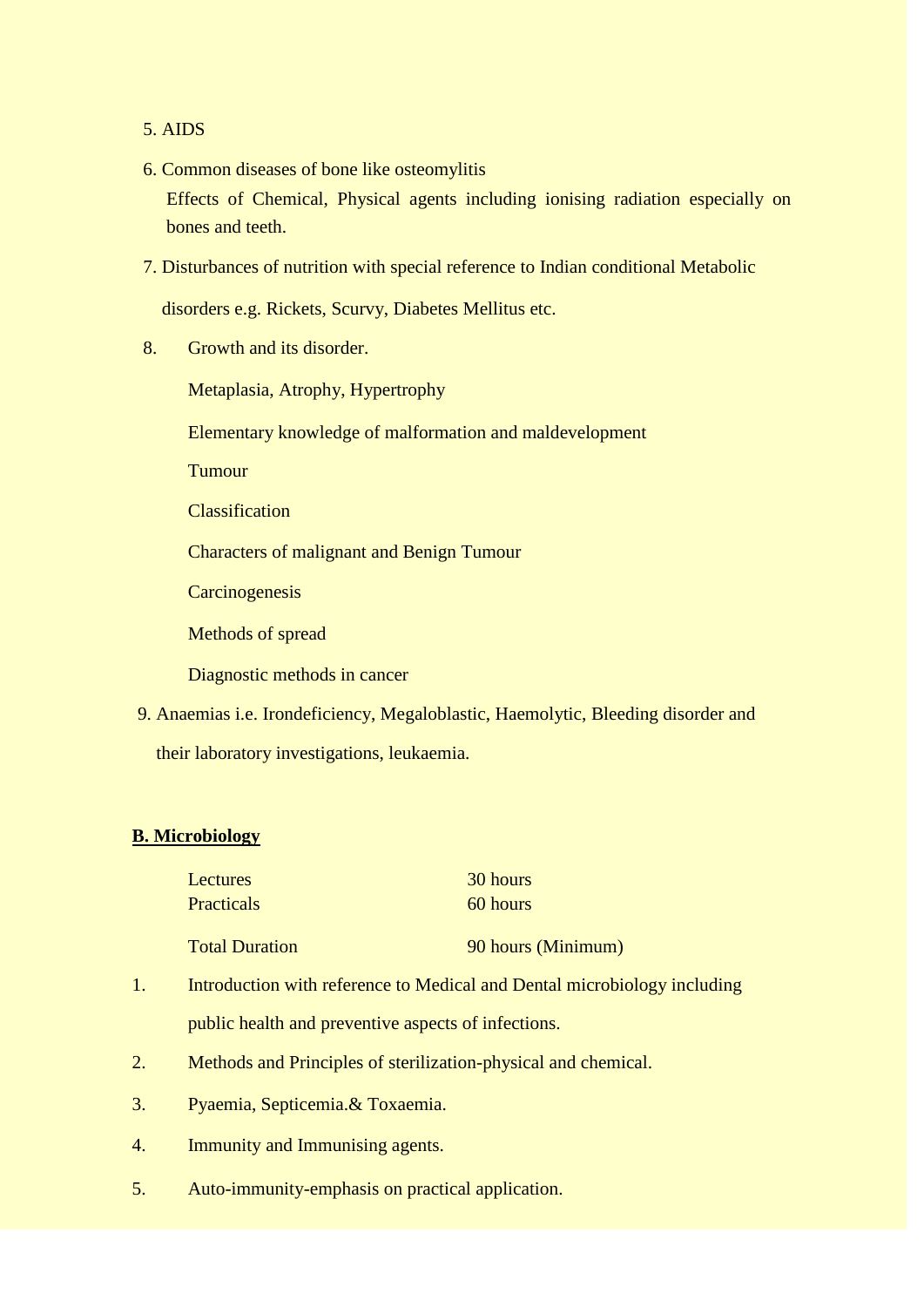5. AIDS
6. Common diseases of bone like osteomylitis

   Effects of Chemical, Physical agents including ionising radiation especially on bones and teeth.
7. Disturbances of nutrition with special reference to Indian conditional Metabolic disorders e.g. Rickets, Scurvy, Diabetes Mellitus etc.
8. Growth and its disorder.

   Metaplasia, Atrophy, Hypertrophy

   Elementary knowledge of malformation and maldevelopment

   Tumour

   Classification

   Characters of malignant and Benign Tumour

   Carcinogenesis

   Methods of spread

   Diagnostic methods in cancer
9. Anaemias i.e. Irondeficiency, Megaloblastic, Haemolytic, Bleeding disorder and their laboratory investigations, leukaemia.

**B. Microbiology**

| | |
|---|---|
| Lectures | 30 hours |
| Practicals | 60 hours |
| Total Duration | 90 hours (Minimum) |

1. Introduction with reference to Medical and Dental microbiology including public health and preventive aspects of infections.
2. Methods and Principles of sterilization-physical and chemical.
3. Pyaemia, Septicemia.& Toxaemia.
4. Immunity and Immunising agents.
5. Auto-immunity-emphasis on practical application.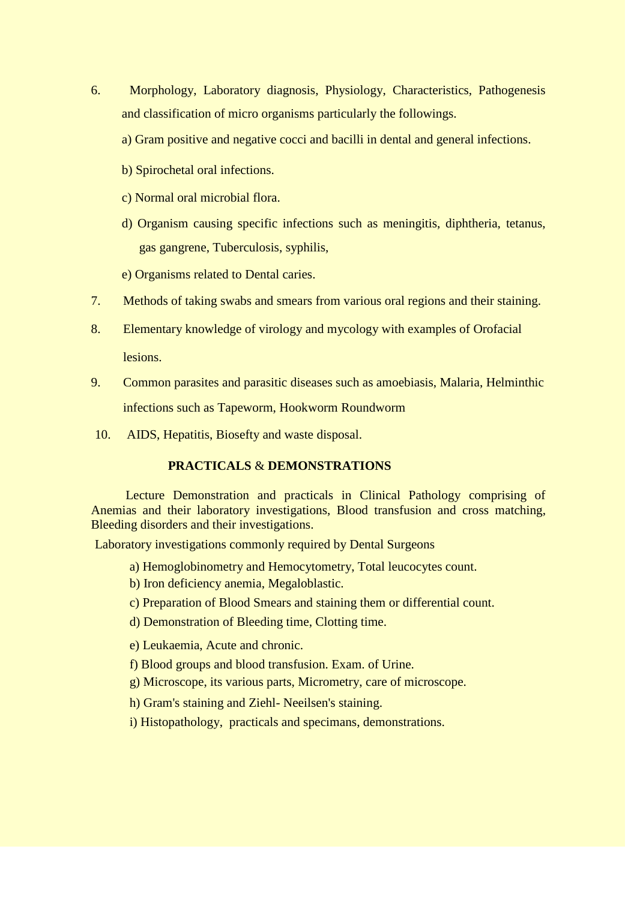6. Morphology, Laboratory diagnosis, Physiology, Characteristics, Pathogenesis and classification of micro organisms particularly the followings.

   a) Gram positive and negative cocci and bacilli in dental and general infections.

   b) Spirochetal oral infections.

   c) Normal oral microbial flora.

   d) Organism causing specific infections such as meningitis, diphtheria, tetanus, gas gangrene, Tuberculosis, syphilis,

   e) Organisms related to Dental caries.

7. Methods of taking swabs and smears from various oral regions and their staining.

8. Elementary knowledge of virology and mycology with examples of Orofacial lesions.

9. Common parasites and parasitic diseases such as amoebiasis, Malaria, Helminthic infections such as Tapeworm, Hookworm Roundworm

10. AIDS, Hepatitis, Biosefty and waste disposal.

## PRACTICALS & DEMONSTRATIONS

Lecture Demonstration and practicals in Clinical Pathology comprising of Anemias and their laboratory investigations, Blood transfusion and cross matching, Bleeding disorders and their investigations.

Laboratory investigations commonly required by Dental Surgeons

a) Hemoglobinometry and Hemocytometry, Total leucocytes count.
b) Iron deficiency anemia, Megaloblastic.
c) Preparation of Blood Smears and staining them or differential count.
d) Demonstration of Bleeding time, Clotting time.
e) Leukaemia, Acute and chronic.
f) Blood groups and blood transfusion. Exam. of Urine.
g) Microscope, its various parts, Micrometry, care of microscope.
h) Gram's staining and Ziehl- Neeilsen's staining.
i) Histopathology, practicals and specimans, demonstrations.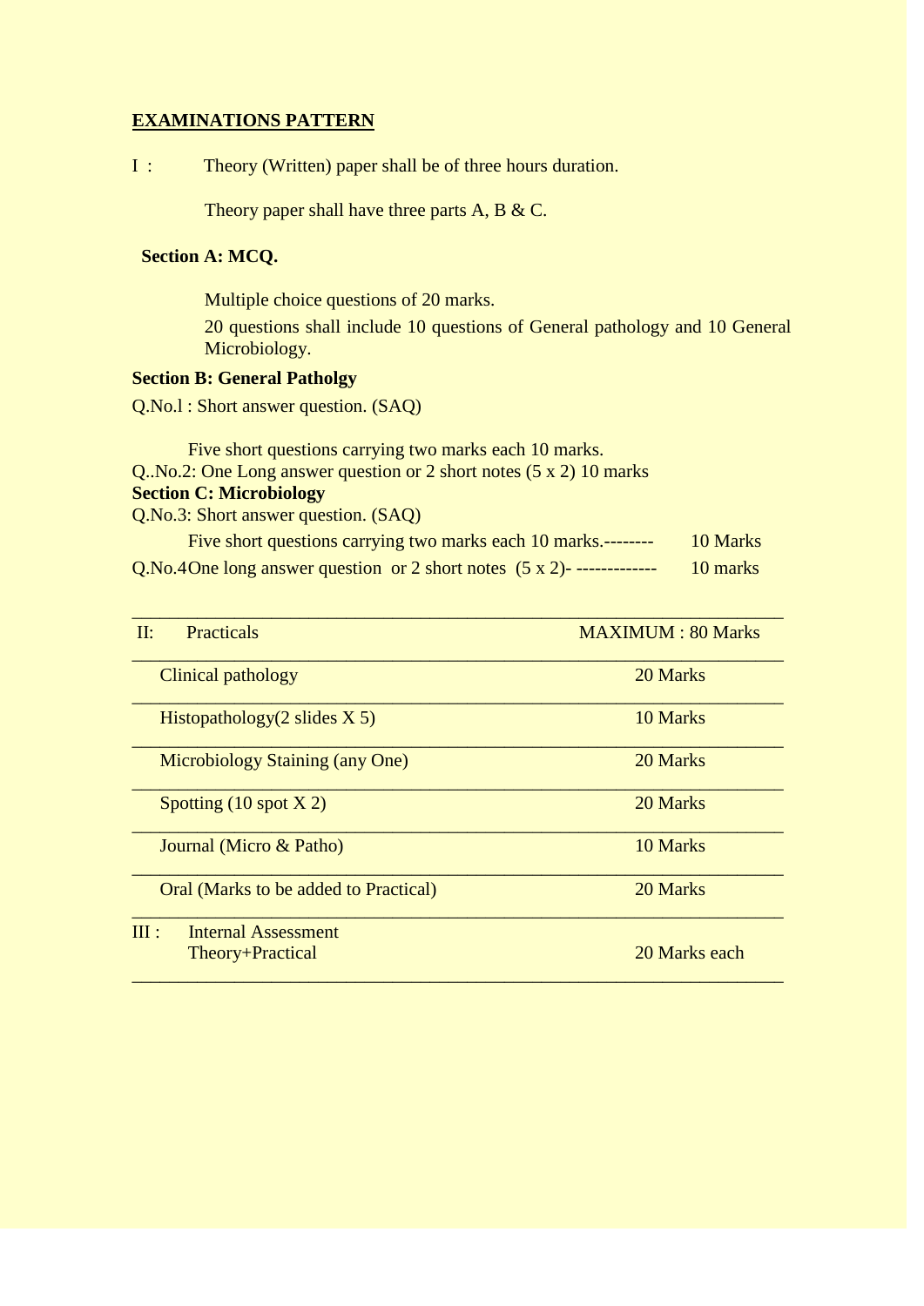## EXAMINATIONS PATTERN

I : Theory (Written) paper shall be of three hours duration.

Theory paper shall have three parts A, B & C.

**Section A: MCQ.**

Multiple choice questions of 20 marks.

20 questions shall include 10 questions of General pathology and 10 General Microbiology.

**Section B: General Patholgy**

Q.No.l : Short answer question. (SAQ)

Five short questions carrying two marks each 10 marks.

Q..No.2: One Long answer question or 2 short notes (5 x 2) 10 marks

**Section C: Microbiology**

Q.No.3: Short answer question. (SAQ)

Five short questions carrying two marks each 10 marks.-------- 10 Marks

Q.No.4 One long answer question or 2 short notes (5 x 2)- ------------- 10 marks

| II: Practicals | MAXIMUM : 80 Marks |
|---|---|
| Clinical pathology | 20 Marks |
| Histopathology(2 slides X 5) | 10 Marks |
| Microbiology Staining (any One) | 20 Marks |
| Spotting (10 spot X 2) | 20 Marks |
| Journal (Micro & Patho) | 10 Marks |
| Oral (Marks to be added to Practical) | 20 Marks |
| III : Internal Assessment Theory+Practical | 20 Marks each |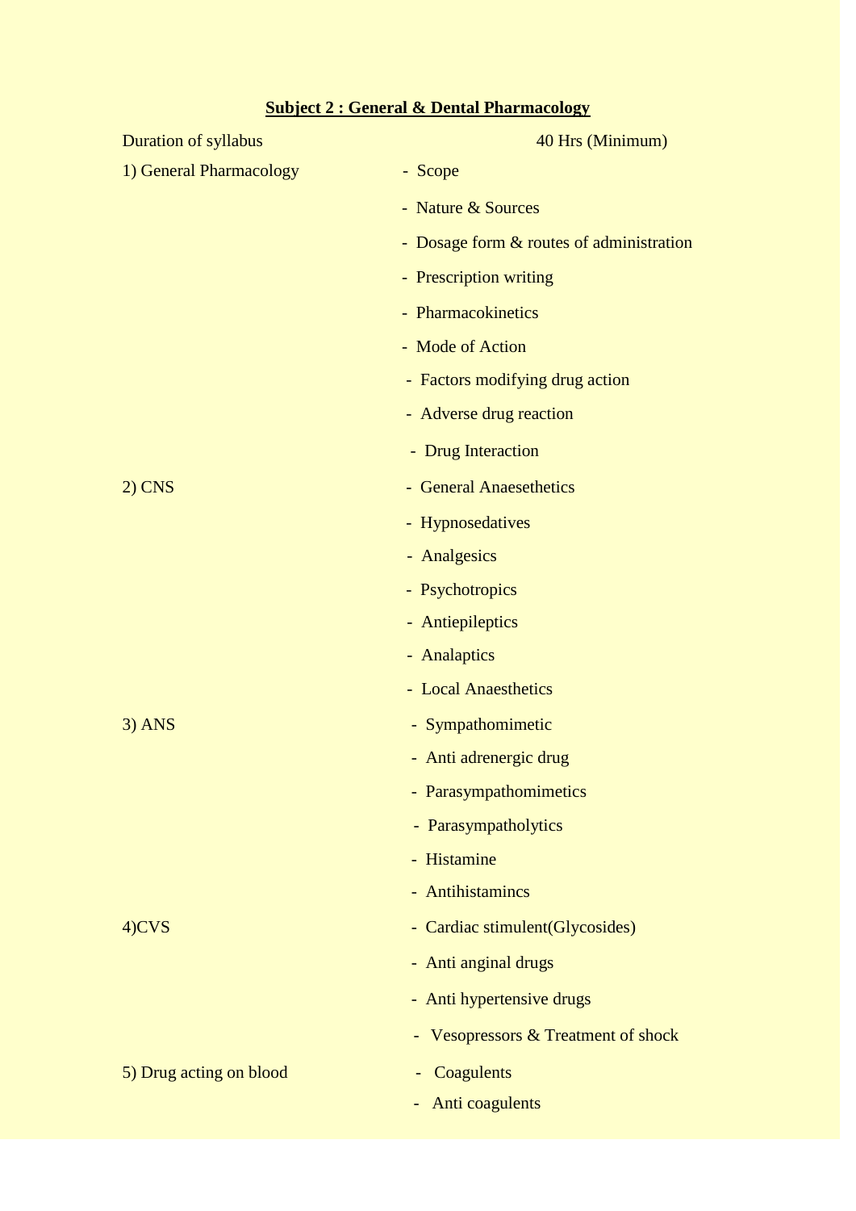## Subject 2 : General & Dental Pharmacology

| Duration of syllabus | 40 Hrs (Minimum) |
|---|---|
| 1) General Pharmacology | - Scope |
| | - Nature & Sources |
| | - Dosage form & routes of administration |
| | - Prescription writing |
| | - Pharmacokinetics |
| | - Mode of Action |
| | - Factors modifying drug action |
| | - Adverse drug reaction |
| | - Drug Interaction |
| 2) CNS | - General Anaesethetics |
| | - Hypnosedatives |
| | - Analgesics |
| | - Psychotropics |
| | - Antiepileptics |
| | - Analaptics |
| | - Local Anaesthetics |
| 3) ANS | - Sympathomimetic |
| | - Anti adrenergic drug |
| | - Parasympathomimetics |
| | - Parasympatholytics |
| | - Histamine |
| | - Antihistamincs |
| 4)CVS | - Cardiac stimulent(Glycosides) |
| | - Anti anginal drugs |
| | - Anti hypertensive drugs |
| | - Vesopressors & Treatment of shock |
| 5) Drug acting on blood | - Coagulents |
| | - Anti coagulents |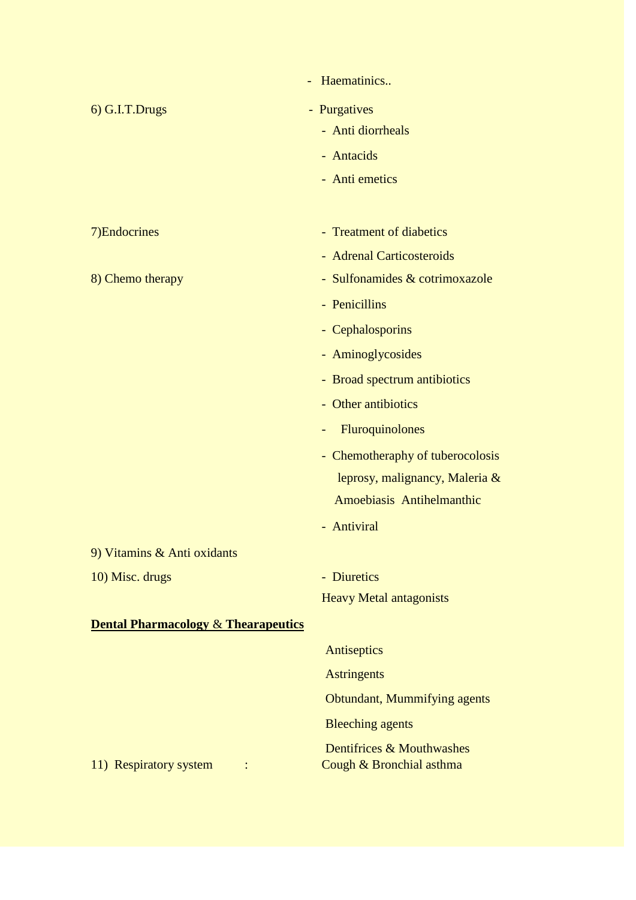- Haematinics..

6) G.I.T.Drugs
- Purgatives
- Anti diorrheals
- Antacids
- Anti emetics

7)Endocrines
- Treatment of diabetics
- Adrenal Carticosteroids

8) Chemo therapy
- Sulfonamides & cotrimoxazole
- Penicillins
- Cephalosporins
- Aminoglycosides
- Broad spectrum antibiotics
- Other antibiotics
- Fluroquinolones
- Chemotheraphy of tuberocolosis leprosy, malignancy, Maleria & Amoebiasis Antihelmanthic
- Antiviral

9) Vitamins & Anti oxidants

10) Misc. drugs
- Diuretics

Heavy Metal antagonists

**<u>Dental Pharmacology</u>** & **<u>Thearapeutics</u>**

Antiseptics

Astringents

Obtundant, Mummifying agents

Bleeching agents

Dentifrices & Mouthwashes

11) Respiratory system : Cough & Bronchial asthma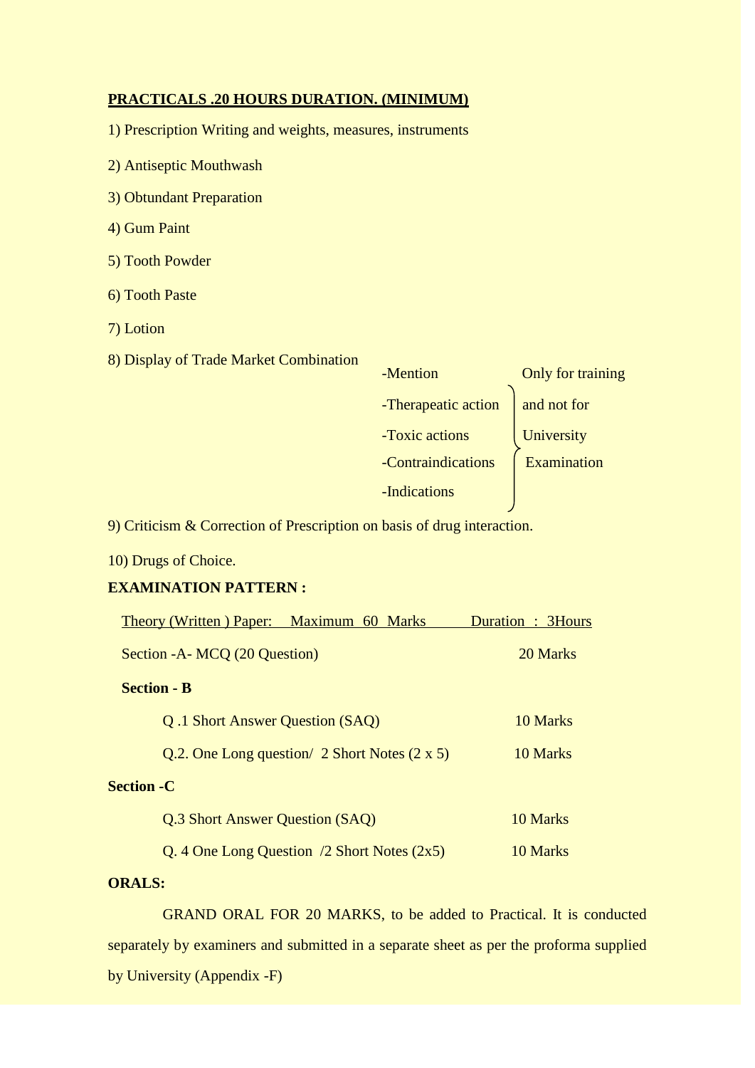**PRACTICALS .20 HOURS DURATION. (MINIMUM)**

1) Prescription Writing and weights, measures, instruments

2) Antiseptic Mouthwash

3) Obtundant Preparation

4) Gum Paint

5) Tooth Powder

6) Tooth Paste

7) Lotion

8) Display of Trade Market Combination

- -Mention
- -Therapeatic action
- -Toxic actions
- -Contraindications
- -Indications

} Only for training and not for University Examination

9) Criticism & Correction of Prescription on basis of drug interaction.

10) Drugs of Choice.

**EXAMINATION PATTERN :**

Theory (Written ) Paper: Maximum 60 Marks Duration : 3Hours

| | |
|---|---|
| Section -A- MCQ (20 Question) | 20 Marks |
| **Section - B** | |
| Q .1 Short Answer Question (SAQ) | 10 Marks |
| Q.2. One Long question/ 2 Short Notes (2 x 5) | 10 Marks |
| **Section -C** | |
| Q.3 Short Answer Question (SAQ) | 10 Marks |
| Q. 4 One Long Question /2 Short Notes (2x5) | 10 Marks |

**ORALS:**

GRAND ORAL FOR 20 MARKS, to be added to Practical. It is conducted separately by examiners and submitted in a separate sheet as per the proforma supplied by University (Appendix -F)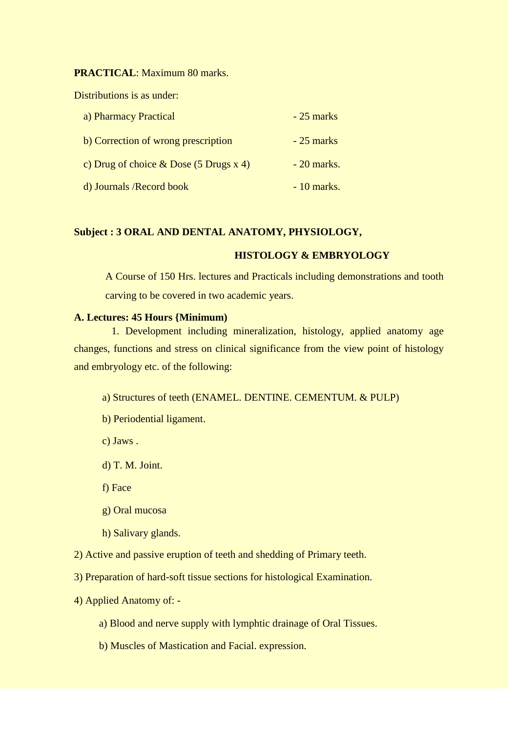**PRACTICAL**: Maximum 80 marks.

Distributions is as under:

| | |
|---|---|
| a) Pharmacy Practical | - 25 marks |
| b) Correction of wrong prescription | - 25 marks |
| c) Drug of choice & Dose (5 Drugs x 4) | - 20 marks. |
| d) Journals /Record book | - 10 marks. |

**Subject : 3 ORAL AND DENTAL ANATOMY, PHYSIOLOGY, HISTOLOGY & EMBRYOLOGY**

A Course of 150 Hrs. lectures and Practicals including demonstrations and tooth carving to be covered in two academic years.

**A. Lectures: 45 Hours {Minimum)**

1. Development including mineralization, histology, applied anatomy age changes, functions and stress on clinical significance from the view point of histology and embryology etc. of the following:

   a) Structures of teeth (ENAMEL. DENTINE. CEMENTUM. & PULP)

   b) Periodential ligament.

   c) Jaws .

   d) T. M. Joint.

   f) Face

   g) Oral mucosa

   h) Salivary glands.

2) Active and passive eruption of teeth and shedding of Primary teeth.

3) Preparation of hard-soft tissue sections for histological Examination.

4) Applied Anatomy of: -

   a) Blood and nerve supply with lymphtic drainage of Oral Tissues.

   b) Muscles of Mastication and Facial. expression.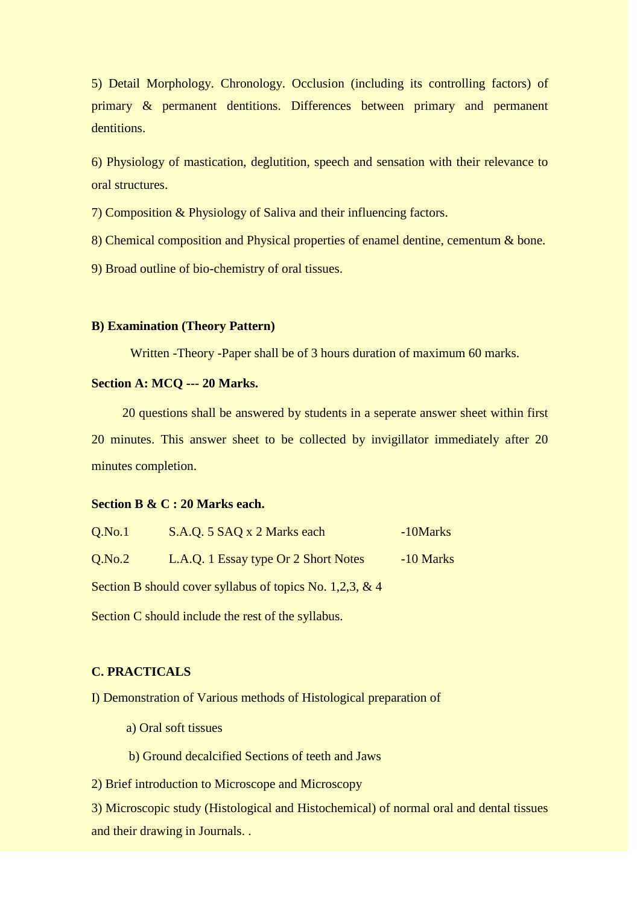5) Detail Morphology. Chronology. Occlusion (including its controlling factors) of primary & permanent dentitions. Differences between primary and permanent dentitions.

6) Physiology of mastication, deglutition, speech and sensation with their relevance to oral structures.

7) Composition & Physiology of Saliva and their influencing factors.

8) Chemical composition and Physical properties of enamel dentine, cementum & bone.

9) Broad outline of bio-chemistry of oral tissues.

**B) Examination (Theory Pattern)**

Written -Theory -Paper shall be of 3 hours duration of maximum 60 marks.

**Section A: MCQ --- 20 Marks.**

20 questions shall be answered by students in a seperate answer sheet within first 20 minutes. This answer sheet to be collected by invigillator immediately after 20 minutes completion.

**Section B & C : 20 Marks each.**

| | | |
|---|---|---|
| Q.No.1 | S.A.Q. 5 SAQ x 2 Marks each | -10Marks |
| Q.No.2 | L.A.Q. 1 Essay type Or 2 Short Notes | -10 Marks |

Section B should cover syllabus of topics No. 1,2,3, & 4

Section C should include the rest of the syllabus.

**C. PRACTICALS**

I) Demonstration of Various methods of Histological preparation of

a) Oral soft tissues

b) Ground decalcified Sections of teeth and Jaws

2) Brief introduction to Microscope and Microscopy

3) Microscopic study (Histological and Histochemical) of normal oral and dental tissues and their drawing in Journals. .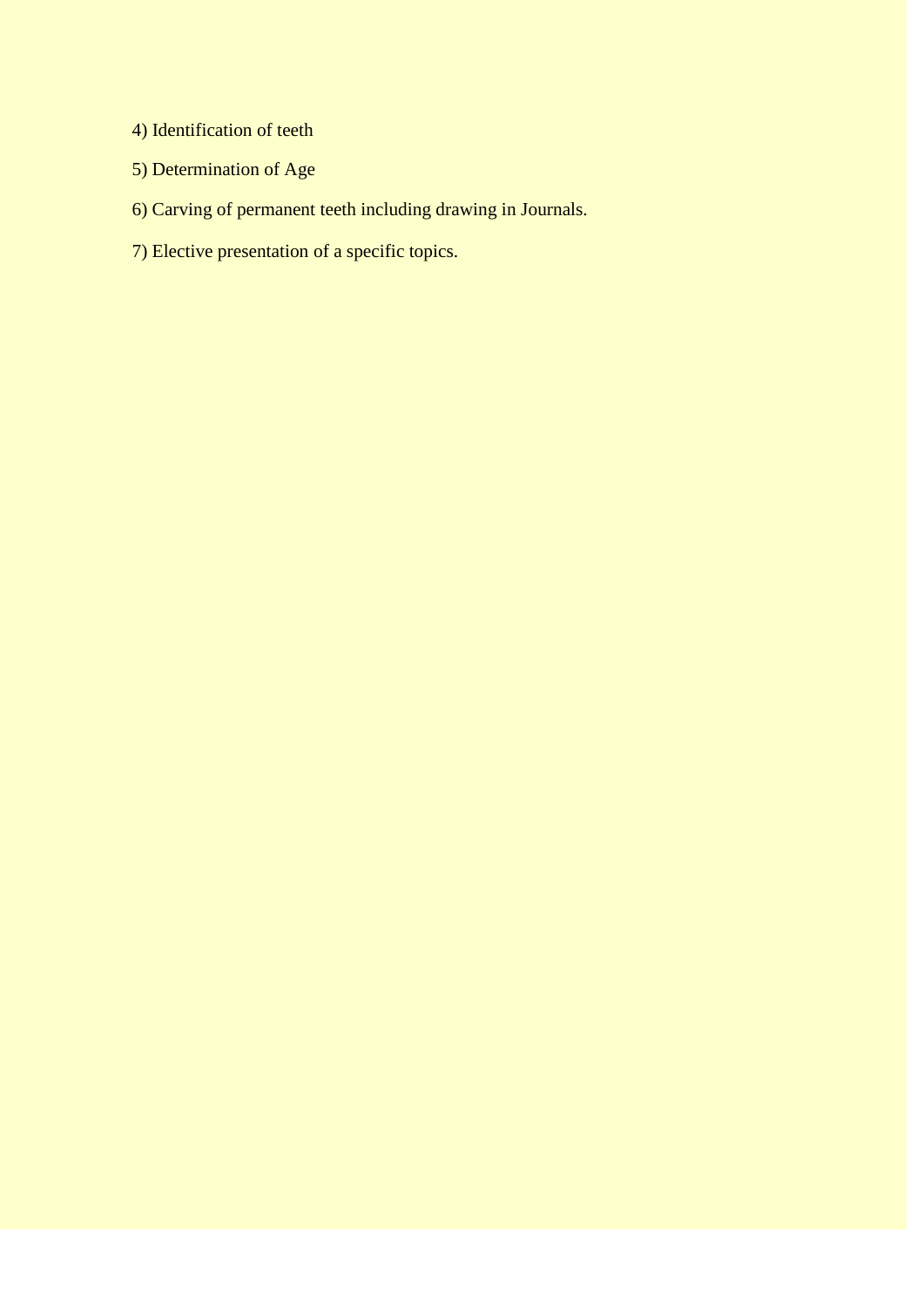4) Identification of teeth

5) Determination of Age

6) Carving of permanent teeth including drawing in Journals.

7) Elective presentation of a specific topics.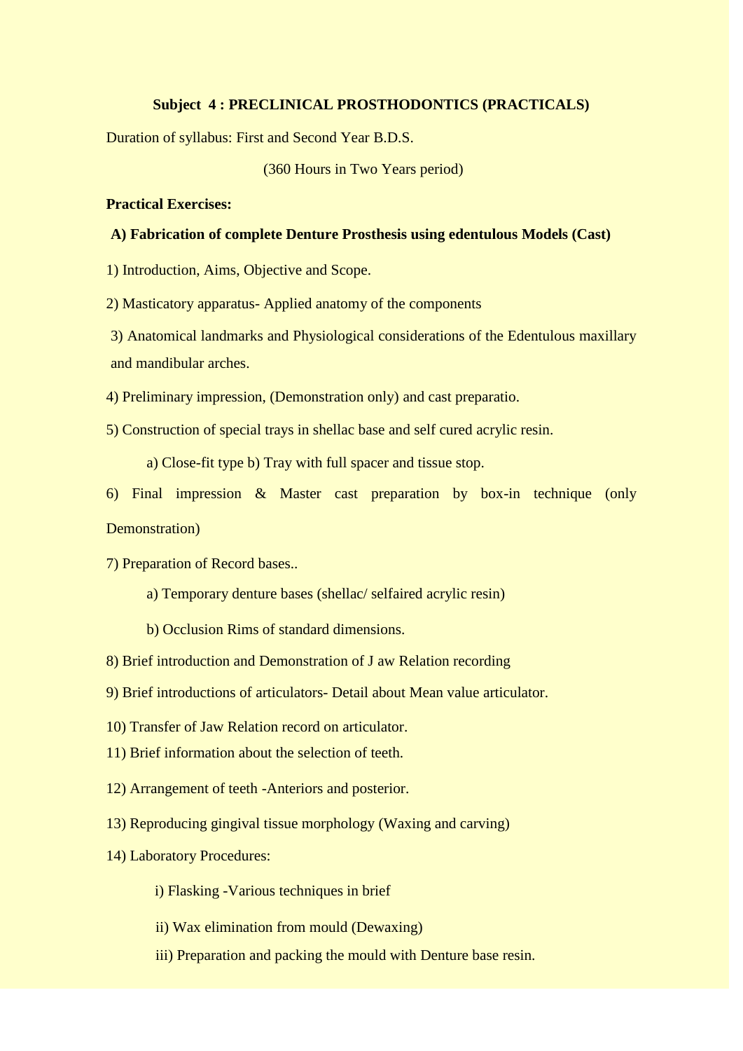**Subject 4 : PRECLINICAL PROSTHODONTICS (PRACTICALS)**

Duration of syllabus: First and Second Year B.D.S.

(360 Hours in Two Years period)

**Practical Exercises:**

**A) Fabrication of complete Denture Prosthesis using edentulous Models (Cast)**

1) Introduction, Aims, Objective and Scope.

2) Masticatory apparatus- Applied anatomy of the components

3) Anatomical landmarks and Physiological considerations of the Edentulous maxillary and mandibular arches.

4) Preliminary impression, (Demonstration only) and cast preparatio.

5) Construction of special trays in shellac base and self cured acrylic resin.

a) Close-fit type b) Tray with full spacer and tissue stop.

6) Final impression & Master cast preparation by box-in technique (only Demonstration)

7) Preparation of Record bases..

a) Temporary denture bases (shellac/ selfaired acrylic resin)

b) Occlusion Rims of standard dimensions.

8) Brief introduction and Demonstration of J aw Relation recording

9) Brief introductions of articulators- Detail about Mean value articulator.

10) Transfer of Jaw Relation record on articulator.

11) Brief information about the selection of teeth.

12) Arrangement of teeth -Anteriors and posterior.

13) Reproducing gingival tissue morphology (Waxing and carving)

14) Laboratory Procedures:

i) Flasking -Various techniques in brief

ii) Wax elimination from mould (Dewaxing)

iii) Preparation and packing the mould with Denture base resin.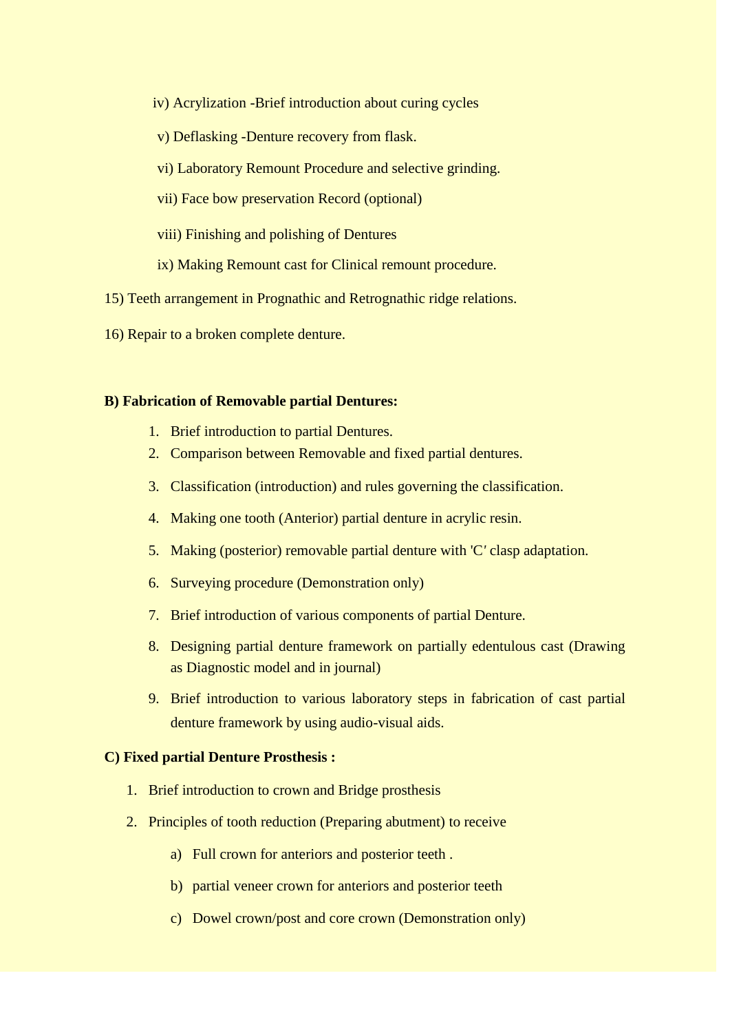iv) Acrylization -Brief introduction about curing cycles

v) Deflasking -Denture recovery from flask.

vi) Laboratory Remount Procedure and selective grinding.

vii) Face bow preservation Record (optional)

viii) Finishing and polishing of Dentures

ix) Making Remount cast for Clinical remount procedure.

15) Teeth arrangement in Prognathic and Retrognathic ridge relations.

16) Repair to a broken complete denture.

**B) Fabrication of Removable partial Dentures:**

1. Brief introduction to partial Dentures.
2. Comparison between Removable and fixed partial dentures.
3. Classification (introduction) and rules governing the classification.
4. Making one tooth (Anterior) partial denture in acrylic resin.
5. Making (posterior) removable partial denture with 'C′ clasp adaptation.
6. Surveying procedure (Demonstration only)
7. Brief introduction of various components of partial Denture.
8. Designing partial denture framework on partially edentulous cast (Drawing as Diagnostic model and in journal)
9. Brief introduction to various laboratory steps in fabrication of cast partial denture framework by using audio-visual aids.

**C) Fixed partial Denture Prosthesis :**

1. Brief introduction to crown and Bridge prosthesis
2. Principles of tooth reduction (Preparing abutment) to receive
   a) Full crown for anteriors and posterior teeth .
   b) partial veneer crown for anteriors and posterior teeth
   c) Dowel crown/post and core crown (Demonstration only)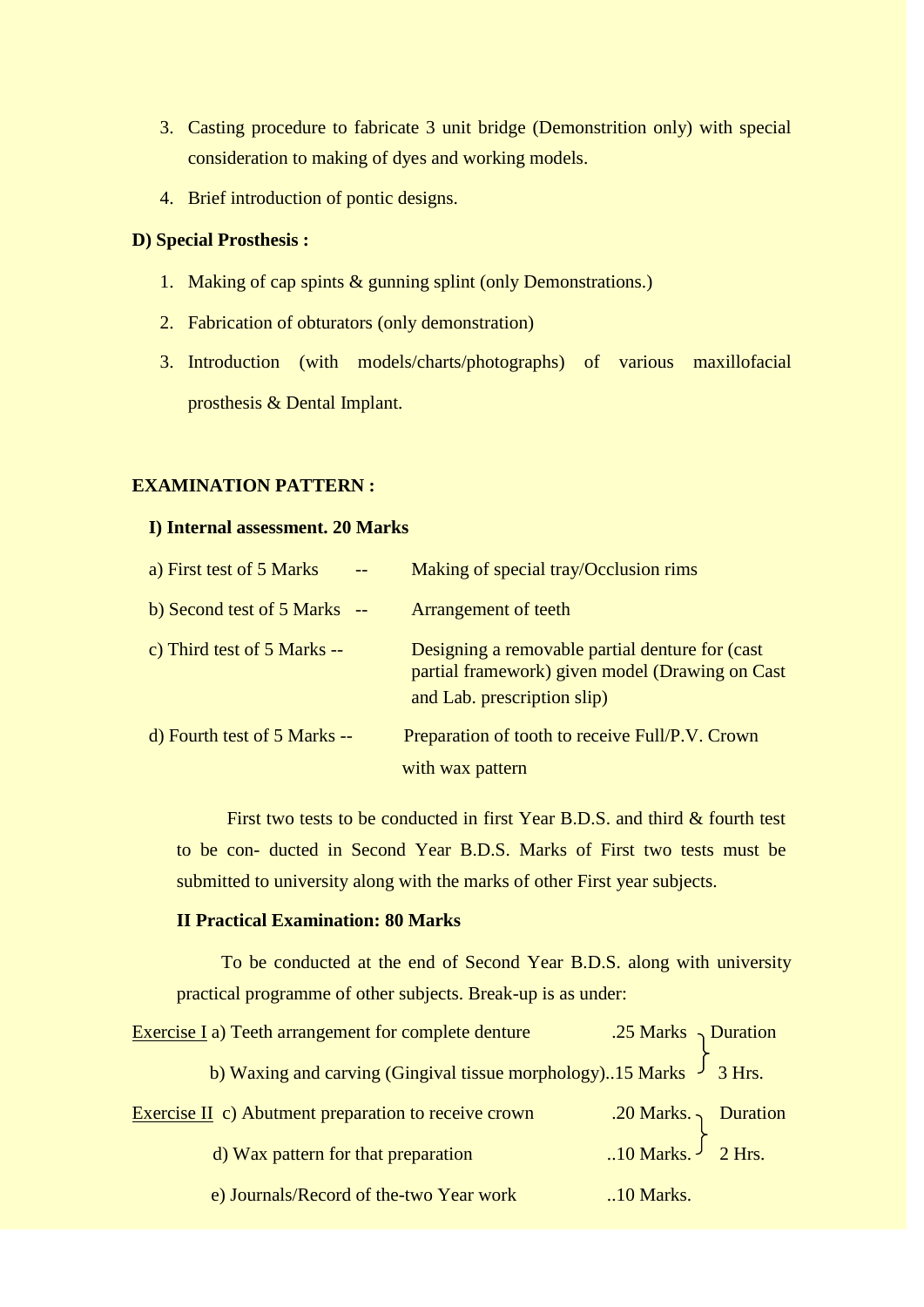3. Casting procedure to fabricate 3 unit bridge (Demonstrition only) with special consideration to making of dyes and working models.
4. Brief introduction of pontic designs.

**D) Special Prosthesis :**

1. Making of cap spints & gunning splint (only Demonstrations.)
2. Fabrication of obturators (only demonstration)
3. Introduction (with models/charts/photographs) of various maxillofacial prosthesis & Dental Implant.

**EXAMINATION PATTERN :**

**I) Internal assessment. 20 Marks**

| | | |
|---|---|---|
| a) First test of 5 Marks | -- | Making of special tray/Occlusion rims |
| b) Second test of 5 Marks | -- | Arrangement of teeth |
| c) Third test of 5 Marks | -- | Designing a removable partial denture for (cast partial framework) given model (Drawing on Cast and Lab. prescription slip) |
| d) Fourth test of 5 Marks | -- | Preparation of tooth to receive Full/P.V. Crown with wax pattern |

First two tests to be conducted in first Year B.D.S. and third & fourth test to be con- ducted in Second Year B.D.S. Marks of First two tests must be submitted to university along with the marks of other First year subjects.

**II Practical Examination: 80 Marks**

To be conducted at the end of Second Year B.D.S. along with university practical programme of other subjects. Break-up is as under:

| | | | |
|---|---|---|---|
| Exercise I | a) Teeth arrangement for complete denture | .25 Marks | Duration 3 Hrs. |
| | b) Waxing and carving (Gingival tissue morphology) | ..15 Marks | |
| Exercise II | c) Abutment preparation to receive crown | .20 Marks. | Duration 2 Hrs. |
| | d) Wax pattern for that preparation | ..10 Marks. | |
| | e) Journals/Record of the-two Year work | ..10 Marks. | |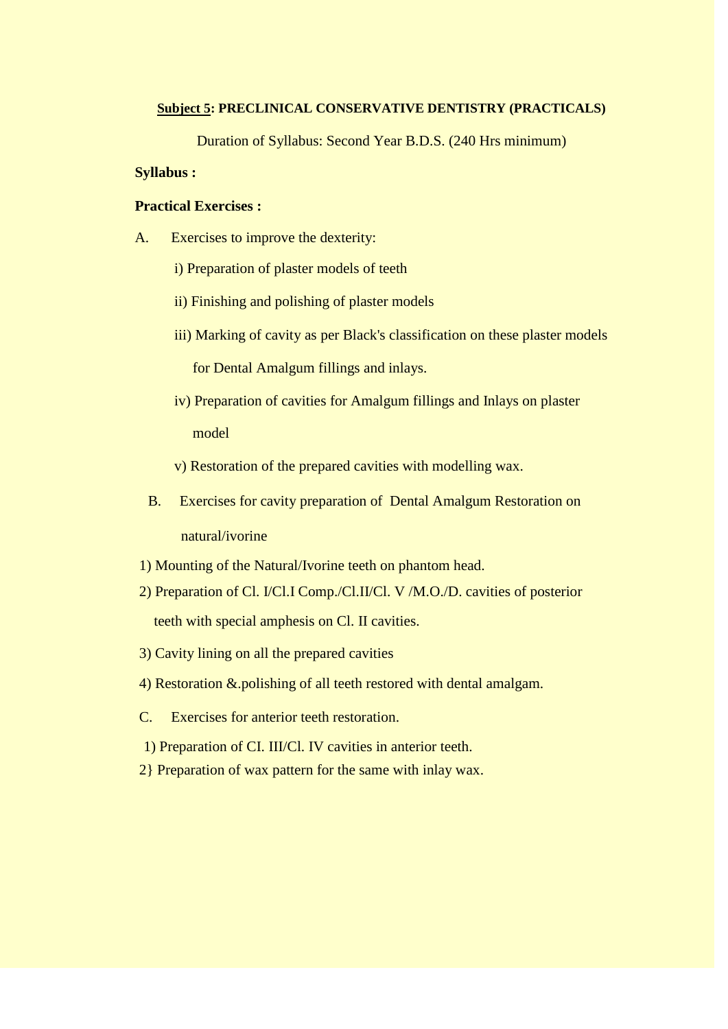**<u>Subject 5</u>: PRECLINICAL CONSERVATIVE DENTISTRY (PRACTICALS)**

Duration of Syllabus: Second Year B.D.S. (240 Hrs minimum)

**Syllabus :**

**Practical Exercises :**

A. Exercises to improve the dexterity:

i) Preparation of plaster models of teeth

ii) Finishing and polishing of plaster models

iii) Marking of cavity as per Black's classification on these plaster models for Dental Amalgum fillings and inlays.

iv) Preparation of cavities for Amalgum fillings and Inlays on plaster model

v) Restoration of the prepared cavities with modelling wax.

B. Exercises for cavity preparation of Dental Amalgum Restoration on natural/ivorine

1) Mounting of the Natural/Ivorine teeth on phantom head.

2) Preparation of Cl. I/Cl.I Comp./Cl.II/Cl. V /M.O./D. cavities of posterior teeth with special amphesis on Cl. II cavities.

3) Cavity lining on all the prepared cavities

4) Restoration &.polishing of all teeth restored with dental amalgam.

C. Exercises for anterior teeth restoration.

1) Preparation of CI. III/Cl. IV cavities in anterior teeth.

2} Preparation of wax pattern for the same with inlay wax.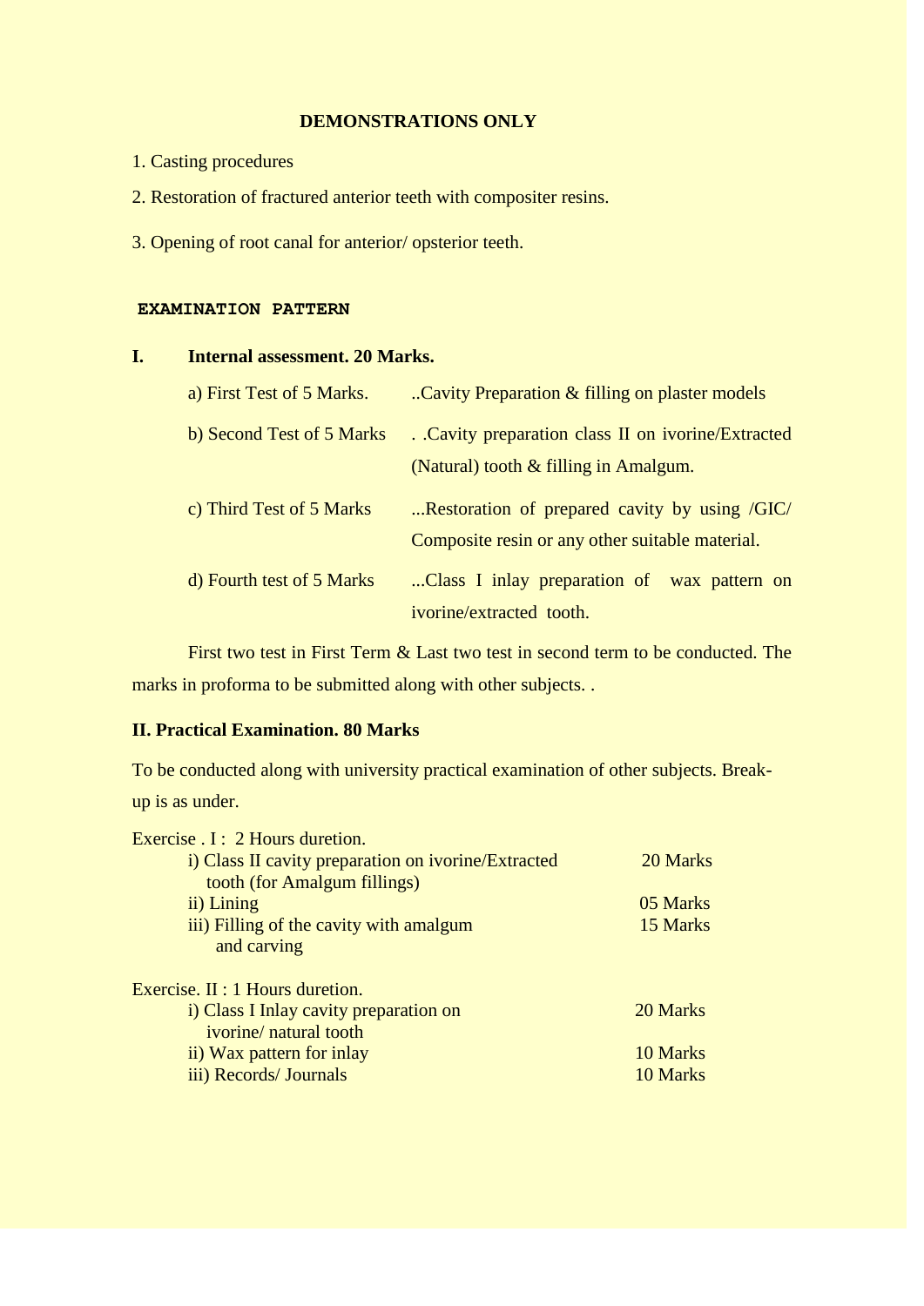## DEMONSTRATIONS ONLY

1. Casting procedures
2. Restoration of fractured anterior teeth with compositer resins.
3. Opening of root canal for anterior/ opsterior teeth.

## EXAMINATION PATTERN

**I. Internal assessment. 20 Marks.**

| | |
|---|---|
| a) First Test of 5 Marks. | ..Cavity Preparation & filling on plaster models |
| b) Second Test of 5 Marks | . .Cavity preparation class II on ivorine/Extracted (Natural) tooth & filling in Amalgum. |
| c) Third Test of 5 Marks | ...Restoration of prepared cavity by using /GIC/ Composite resin or any other suitable material. |
| d) Fourth test of 5 Marks | ...Class I inlay preparation of wax pattern on ivorine/extracted tooth. |

First two test in First Term & Last two test in second term to be conducted. The marks in proforma to be submitted along with other subjects. .

**II. Practical Examination. 80 Marks**

To be conducted along with university practical examination of other subjects. Break-up is as under.

Exercise . I : 2 Hours duretion.

| | |
|---|---|
| i) Class II cavity preparation on ivorine/Extracted tooth (for Amalgum fillings) | 20 Marks |
| ii) Lining | 05 Marks |
| iii) Filling of the cavity with amalgum and carving | 15 Marks |

Exercise. II : 1 Hours duretion.

| | |
|---|---|
| i) Class I Inlay cavity preparation on ivorine/ natural tooth | 20 Marks |
| ii) Wax pattern for inlay | 10 Marks |
| iii) Records/ Journals | 10 Marks |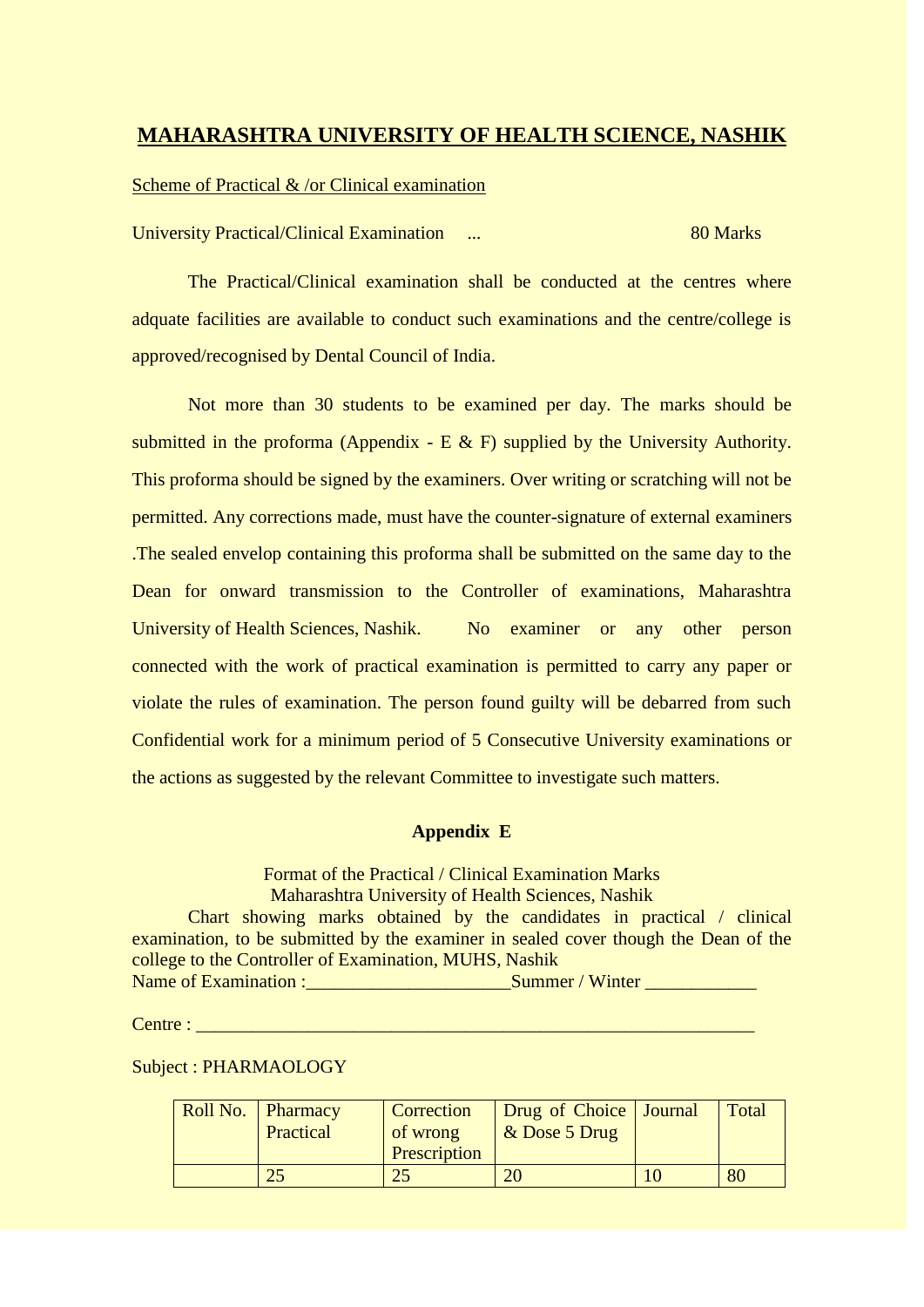# MAHARASHTRA UNIVERSITY OF HEALTH SCIENCE, NASHIK

Scheme of Practical & /or Clinical examination

University Practical/Clinical Examination ... 80 Marks

The Practical/Clinical examination shall be conducted at the centres where adquate facilities are available to conduct such examinations and the centre/college is approved/recognised by Dental Council of India.

Not more than 30 students to be examined per day. The marks should be submitted in the proforma (Appendix - E & F) supplied by the University Authority. This proforma should be signed by the examiners. Over writing or scratching will not be permitted. Any corrections made, must have the counter-signature of external examiners .The sealed envelop containing this proforma shall be submitted on the same day to the Dean for onward transmission to the Controller of examinations, Maharashtra University of Health Sciences, Nashik. No examiner or any other person connected with the work of practical examination is permitted to carry any paper or violate the rules of examination. The person found guilty will be debarred from such Confidential work for a minimum period of 5 Consecutive University examinations or the actions as suggested by the relevant Committee to investigate such matters.

**Appendix E**

Format of the Practical / Clinical Examination Marks
Maharashtra University of Health Sciences, Nashik

Chart showing marks obtained by the candidates in practical / clinical examination, to be submitted by the examiner in sealed cover though the Dean of the college to the Controller of Examination, MUHS, Nashik

Name of Examination :_____________________Summer / Winter ___________

Centre : ___________________________________________________________

Subject : PHARMAOLOGY

| Roll No. | Pharmacy Practical | Correction of wrong Prescription | Drug of Choice & Dose 5 Drug | Journal | Total |
|---|---|---|---|---|---|
| | 25 | 25 | 20 | 10 | 80 |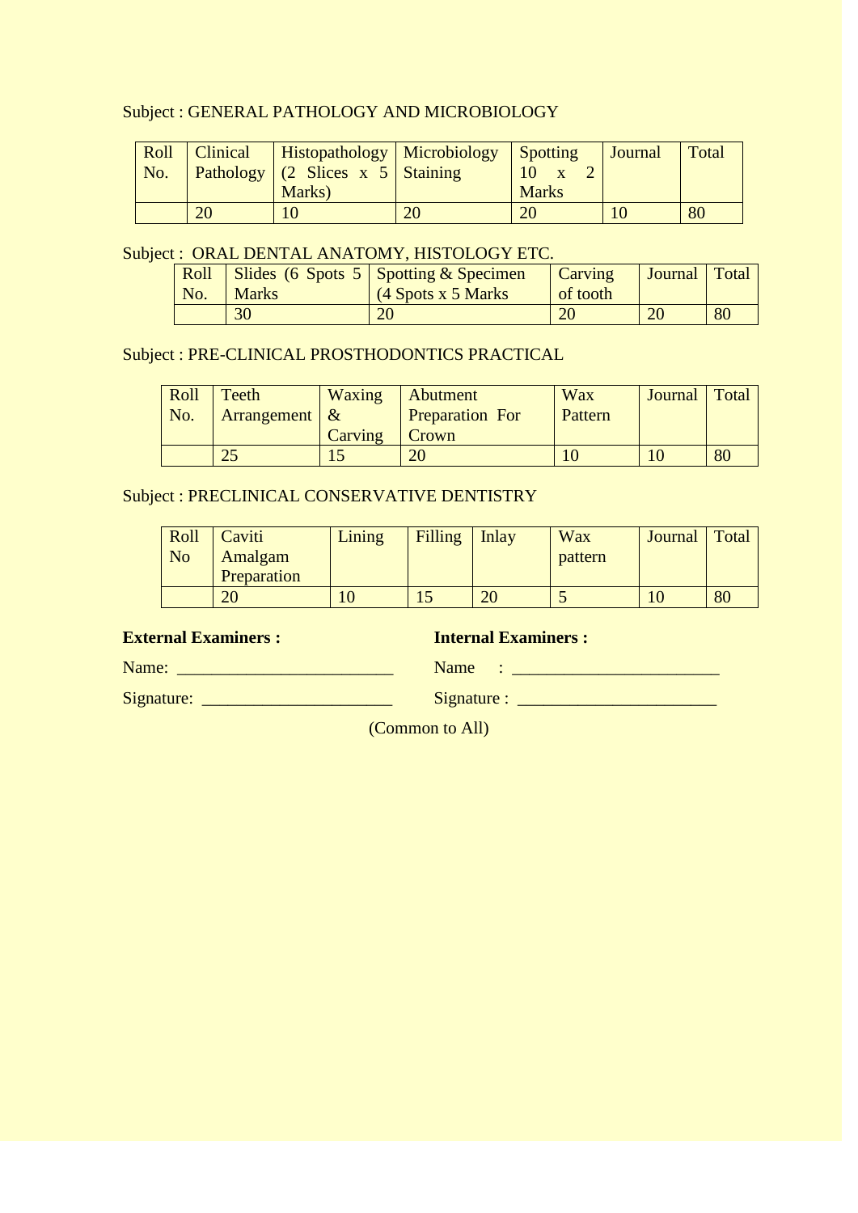Subject : GENERAL PATHOLOGY AND MICROBIOLOGY

| Roll No. | Clinical Pathology | Histopathology (2 Slices x 5 Marks) | Microbiology Staining | Spotting 10 x 2 Marks | Journal | Total |
|---|---|---|---|---|---|---|
| | 20 | 10 | 20 | 20 | 10 | 80 |

Subject : ORAL DENTAL ANATOMY, HISTOLOGY ETC.

| Roll No. | Slides (6 Spots 5 Marks | Spotting & Specimen (4 Spots x 5 Marks | Carving of tooth | Journal | Total |
|---|---|---|---|---|---|
| | 30 | 20 | 20 | 20 | 80 |

Subject : PRE-CLINICAL PROSTHODONTICS PRACTICAL

| Roll No. | Teeth Arrangement | Waxing & Carving | Abutment Preparation For Crown | Wax Pattern | Journal | Total |
|---|---|---|---|---|---|---|
| | 25 | 15 | 20 | 10 | 10 | 80 |

Subject : PRECLINICAL CONSERVATIVE DENTISTRY

| Roll No | Caviti Amalgam Preparation | Lining | Filling | Inlay | Wax pattern | Journal | Total |
|---|---|---|---|---|---|---|---|
| | 20 | 10 | 15 | 20 | 5 | 10 | 80 |

**External Examiners :**

Name: _________________________

Signature: ______________________

**Internal Examiners :**

Name : ________________________

Signature : _______________________

(Common to All)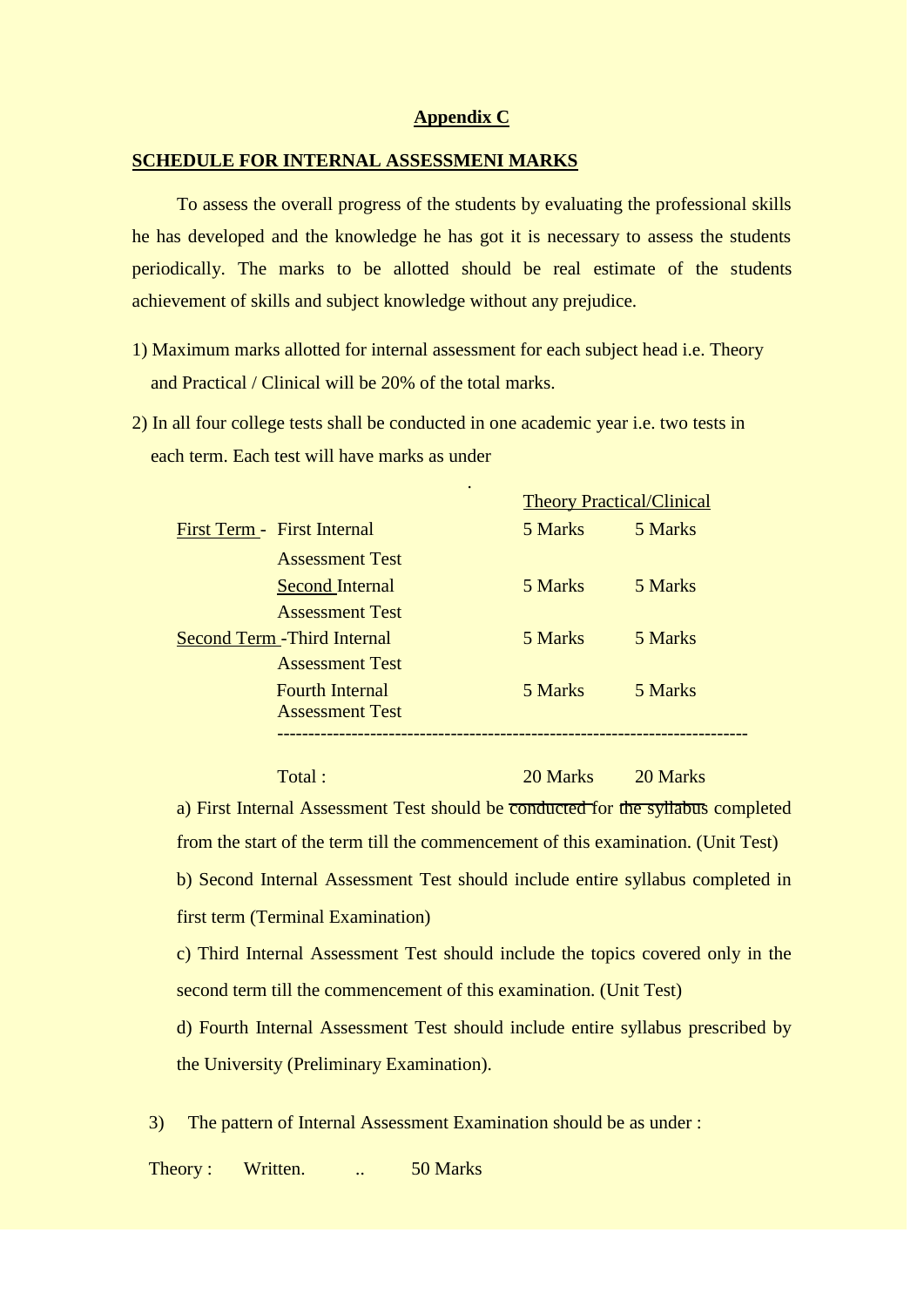## Appendix C

**SCHEDULE FOR INTERNAL ASSESSMENI MARKS**

To assess the overall progress of the students by evaluating the professional skills he has developed and the knowledge he has got it is necessary to assess the students periodically. The marks to be allotted should be real estimate of the students achievement of skills and subject knowledge without any prejudice.

1) Maximum marks allotted for internal assessment for each subject head i.e. Theory and Practical / Clinical will be 20% of the total marks.

2) In all four college tests shall be conducted in one academic year i.e. two tests in each term. Each test will have marks as under

| | | Theory | Practical/Clinical |
|---|---|---|---|
| First Term - | First Internal Assessment Test | 5 Marks | 5 Marks |
| | Second Internal Assessment Test | 5 Marks | 5 Marks |
| Second Term - | Third Internal Assessment Test | 5 Marks | 5 Marks |
| | Fourth Internal Assessment Test | 5 Marks | 5 Marks |
| | Total : | 20 Marks | 20 Marks |

a) First Internal Assessment Test should be conducted for the syllabus completed from the start of the term till the commencement of this examination. (Unit Test)

b) Second Internal Assessment Test should include entire syllabus completed in first term (Terminal Examination)

c) Third Internal Assessment Test should include the topics covered only in the second term till the commencement of this examination. (Unit Test)

d) Fourth Internal Assessment Test should include entire syllabus prescribed by the University (Preliminary Examination).

3) The pattern of Internal Assessment Examination should be as under :

Theory : Written. .. 50 Marks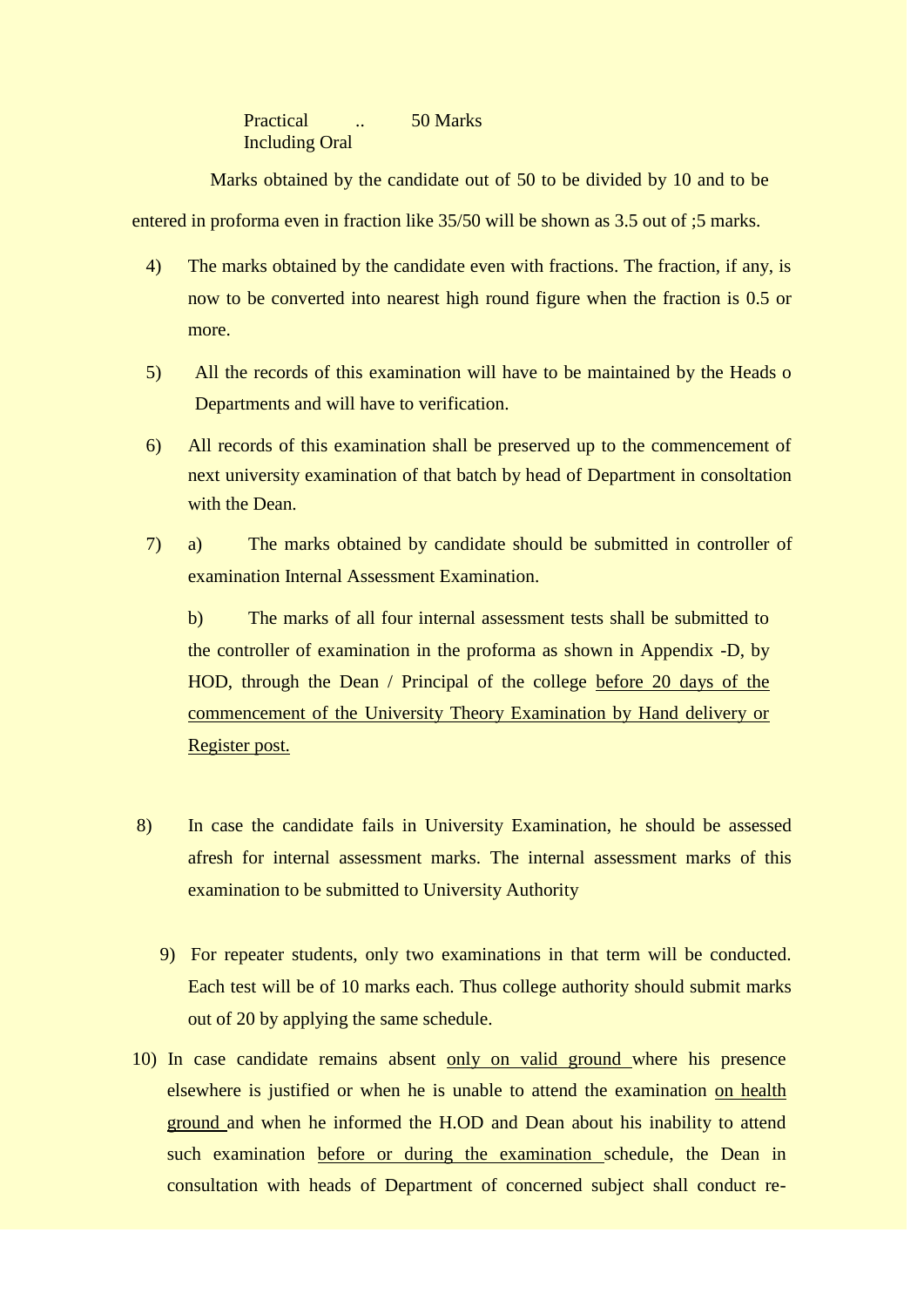Practical .. 50 Marks
Including Oral

Marks obtained by the candidate out of 50 to be divided by 10 and to be entered in proforma even in fraction like 35/50 will be shown as 3.5 out of ;5 marks.

4) The marks obtained by the candidate even with fractions. The fraction, if any, is now to be converted into nearest high round figure when the fraction is 0.5 or more.

5) All the records of this examination will have to be maintained by the Heads o Departments and will have to verification.

6) All records of this examination shall be preserved up to the commencement of next university examination of that batch by head of Department in consoltation with the Dean.

7) a) The marks obtained by candidate should be submitted in controller of examination Internal Assessment Examination.

   b) The marks of all four internal assessment tests shall be submitted to the controller of examination in the proforma as shown in Appendix -D, by HOD, through the Dean / Principal of the college before 20 days of the commencement of the University Theory Examination by Hand delivery or Register post.

8) In case the candidate fails in University Examination, he should be assessed afresh for internal assessment marks. The internal assessment marks of this examination to be submitted to University Authority

9) For repeater students, only two examinations in that term will be conducted. Each test will be of 10 marks each. Thus college authority should submit marks out of 20 by applying the same schedule.

10) In case candidate remains absent only on valid ground where his presence elsewhere is justified or when he is unable to attend the examination on health ground and when he informed the H.OD and Dean about his inability to attend such examination before or during the examination schedule, the Dean in consultation with heads of Department of concerned subject shall conduct re-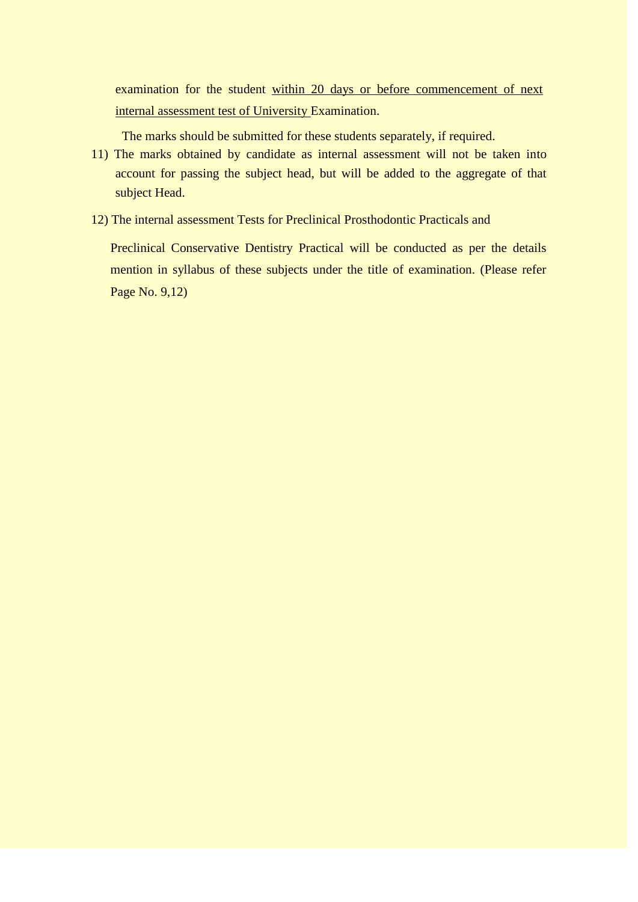examination for the student within 20 days or before commencement of next internal assessment test of University Examination.

The marks should be submitted for these students separately, if required.

11) The marks obtained by candidate as internal assessment will not be taken into account for passing the subject head, but will be added to the aggregate of that subject Head.

12) The internal assessment Tests for Preclinical Prosthodontic Practicals and Preclinical Conservative Dentistry Practical will be conducted as per the details mention in syllabus of these subjects under the title of examination. (Please refer Page No. 9,12)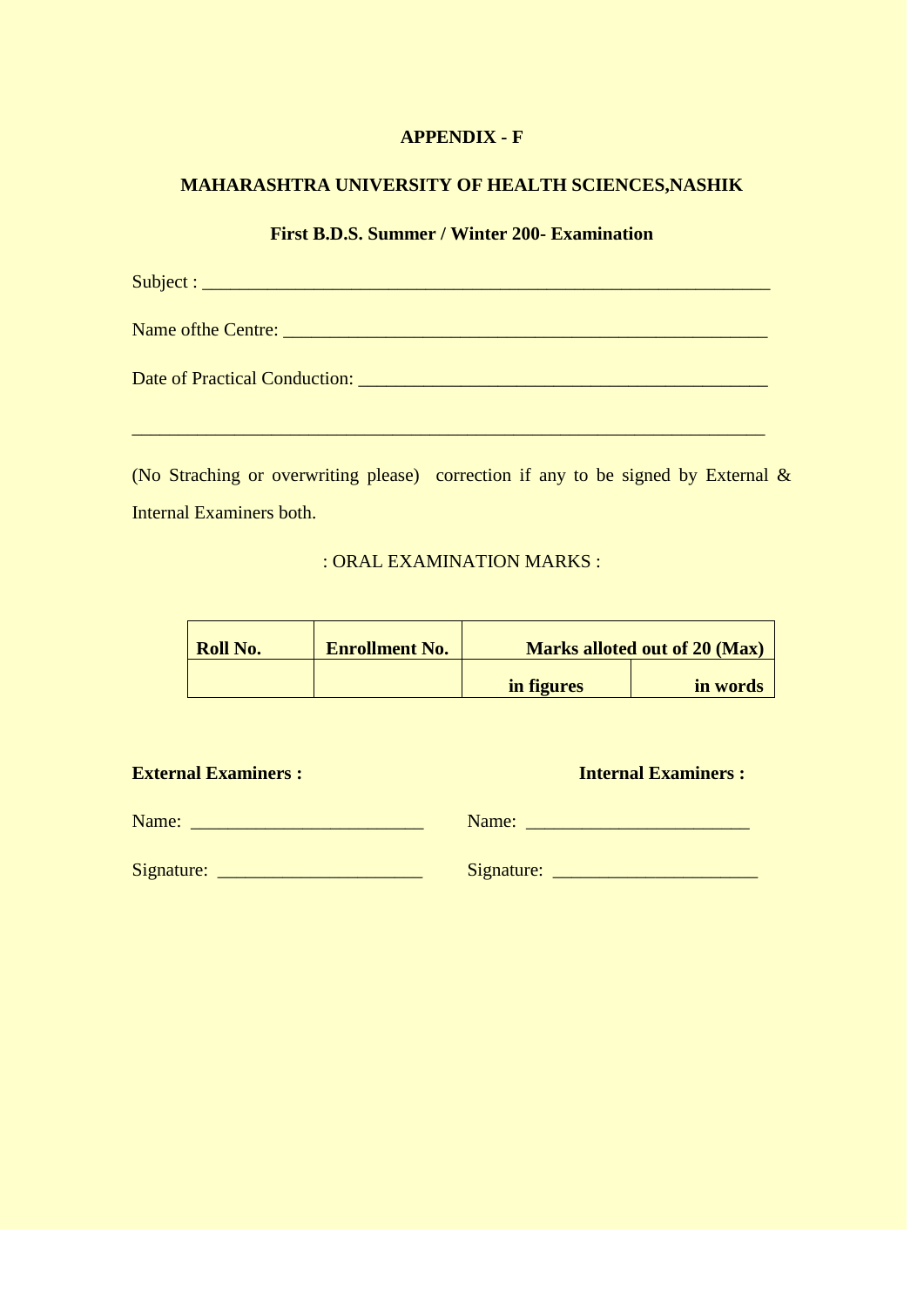**APPENDIX - F**

**MAHARASHTRA UNIVERSITY OF HEALTH SCIENCES,NASHIK**

**First B.D.S. Summer / Winter 200- Examination**

Subject : ___________________________________________________________

Name ofthe Centre: _____________________________________________________

Date of Practical Conduction: ________________________________________________

_____________________________________________________________________

(No Straching or overwriting please) correction if any to be signed by External & Internal Examiners both.

: ORAL EXAMINATION MARKS :

| **Roll No.** | **Enrollment No.** | **Marks alloted out of 20 (Max)** | |
|---|---|---|---|
| | | **in figures** | **in words** |

**External Examiners :**

Name: _________________________

Signature: ______________________

**Internal Examiners :**

Name: ________________________

Signature: ______________________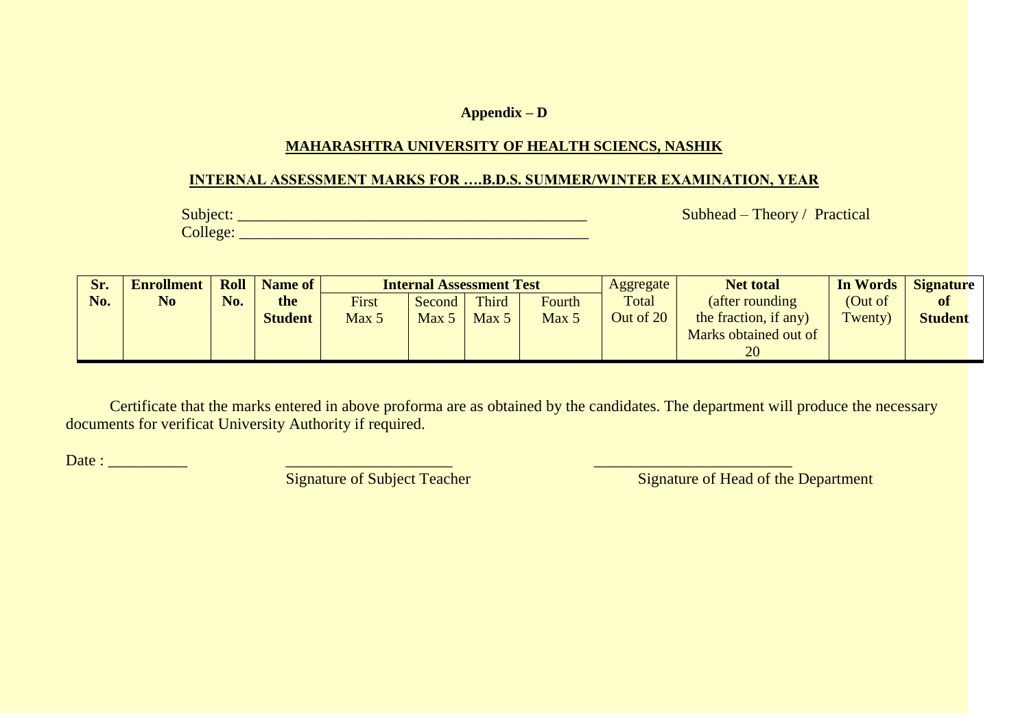**Appendix – D**

**MAHARASHTRA UNIVERSITY OF HEALTH SCIENCS, NASHIK**

**INTERNAL ASSESSMENT MARKS FOR ….B.D.S. SUMMER/WINTER EXAMINATION, YEAR**

Subject: _____________________________________________ Subhead – Theory / Practical

College: _____________________________________________

| **Sr. No.** | **Enrollment No** | **Roll No.** | **Name of the Student** | **Internal Assessment Test** | | | | Aggregate Total Out of 20 | **Net total** (after rounding the fraction, if any) Marks obtained out of 20 | **In Words** (Out of Twenty) | **Signature of Student** |
|---|---|---|---|---|---|---|---|---|---|---|---|
| | | | | First Max 5 | Second Max 5 | Third Max 5 | Fourth Max 5 | | | | |

Certificate that the marks entered in above proforma are as obtained by the candidates. The department will produce the necessary documents for verificat University Authority if required.

Date : __________

_____________________
Signature of Subject Teacher

_________________________
Signature of Head of the Department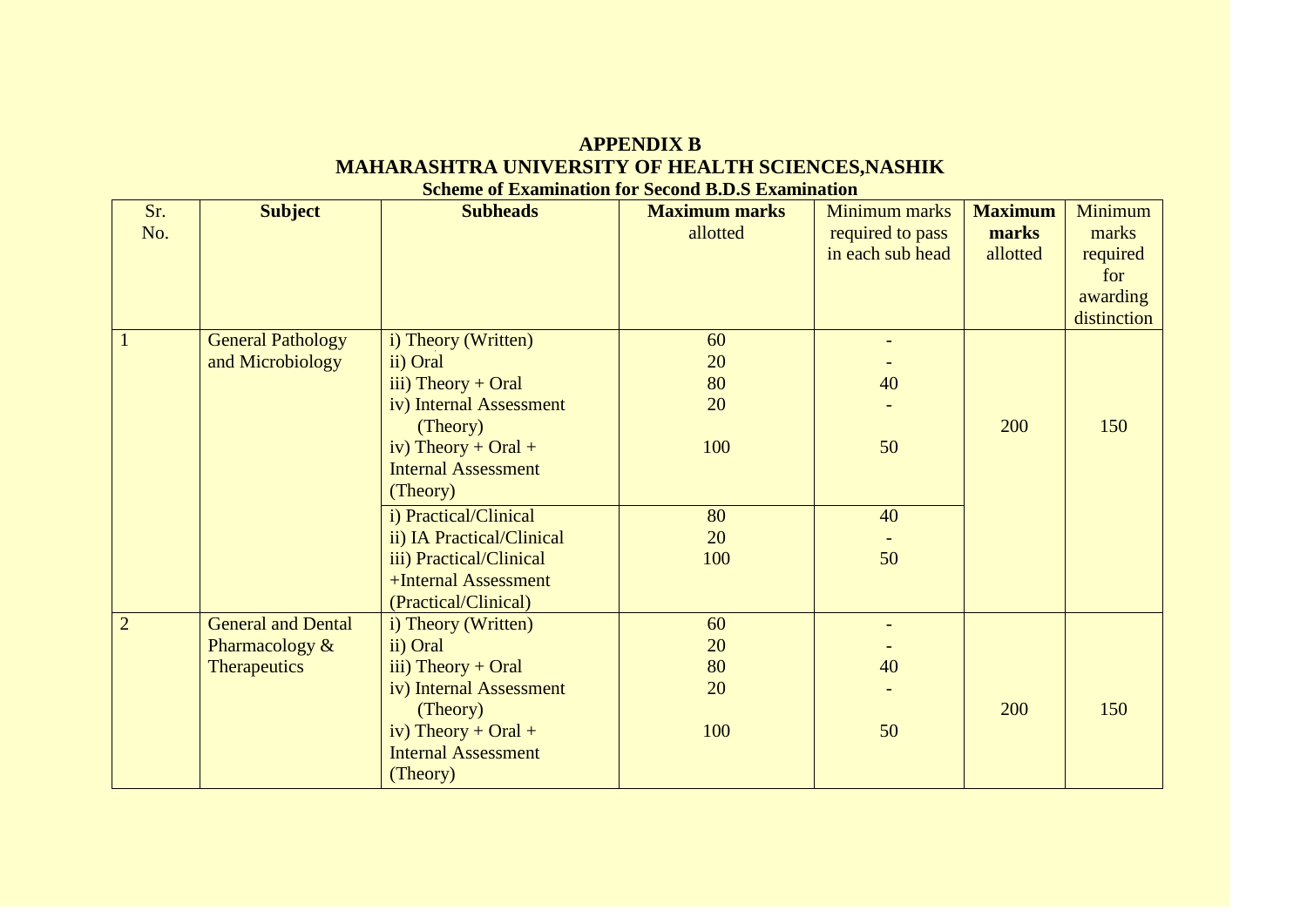**APPENDIX B**

**MAHARASHTRA UNIVERSITY OF HEALTH SCIENCES,NASHIK**

**Scheme of Examination for Second B.D.S Examination**

| Sr. No. | Subject | Subheads | Maximum marks allotted | Minimum marks required to pass in each sub head | Maximum marks allotted | Minimum marks required for awarding distinction |
|---|---|---|---|---|---|---|
| 1 | General Pathology and Microbiology | i) Theory (Written)<br>ii) Oral<br>iii) Theory + Oral<br>iv) Internal Assessment (Theory)<br>iv) Theory + Oral + Internal Assessment (Theory) | 60<br>20<br>80<br>20<br><br>100 | -<br>-<br>40<br>-<br><br>50 | 200 | 150 |
| | | i) Practical/Clinical<br>ii) IA Practical/Clinical<br>iii) Practical/Clinical +Internal Assessment (Practical/Clinical) | 80<br>20<br>100 | 40<br>-<br>50 | | |
| 2 | General and Dental Pharmacology & Therapeutics | i) Theory (Written)<br>ii) Oral<br>iii) Theory + Oral<br>iv) Internal Assessment (Theory)<br>iv) Theory + Oral + Internal Assessment (Theory) | 60<br>20<br>80<br>20<br><br>100 | -<br>-<br>40<br>-<br><br>50 | 200 | 150 |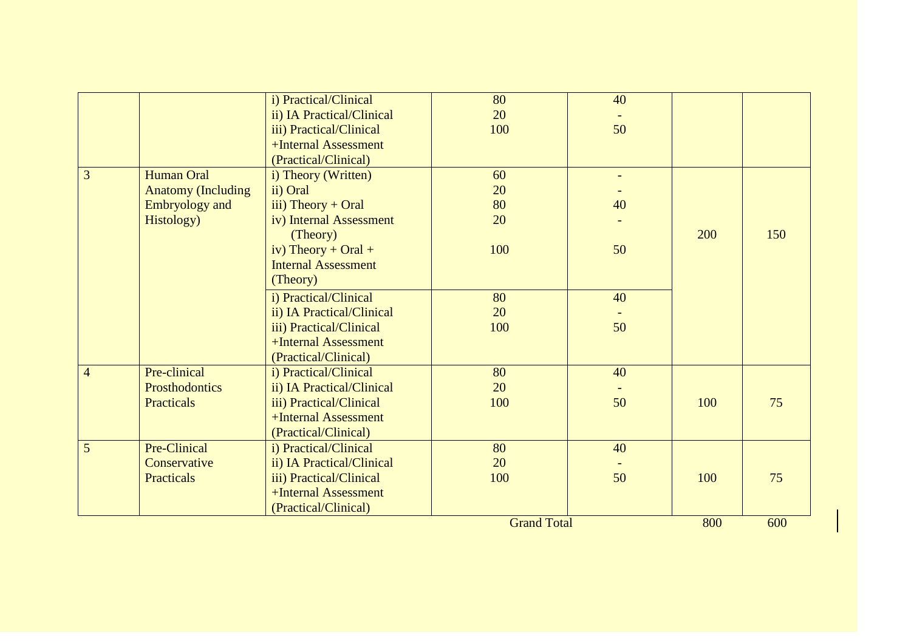| | | | | | | |
|---|---|---|---|---|---|---|
| | | i) Practical/Clinical<br>ii) IA Practical/Clinical<br>iii) Practical/Clinical +Internal Assessment (Practical/Clinical) | 80<br>20<br>100 | 40<br>-<br>50 | | |
| 3 | Human Oral Anatomy (Including Embryology and Histology) | i) Theory (Written)<br>ii) Oral<br>iii) Theory + Oral<br>iv) Internal Assessment (Theory)<br>iv) Theory + Oral + Internal Assessment (Theory) | 60<br>20<br>80<br>20<br>100 | -<br>-<br>40<br>-<br>50 | 200 | 150 |
| | | i) Practical/Clinical<br>ii) IA Practical/Clinical<br>iii) Practical/Clinical +Internal Assessment (Practical/Clinical) | 80<br>20<br>100 | 40<br>-<br>50 | | |
| 4 | Pre-clinical Prosthodontics Practicals | i) Practical/Clinical<br>ii) IA Practical/Clinical<br>iii) Practical/Clinical +Internal Assessment (Practical/Clinical) | 80<br>20<br>100 | 40<br>-<br>50 | 100 | 75 |
| 5 | Pre-Clinical Conservative Practicals | i) Practical/Clinical<br>ii) IA Practical/Clinical<br>iii) Practical/Clinical +Internal Assessment (Practical/Clinical) | 80<br>20<br>100 | 40<br>-<br>50 | 100 | 75 |
| | | | Grand Total | | 800 | 600 |